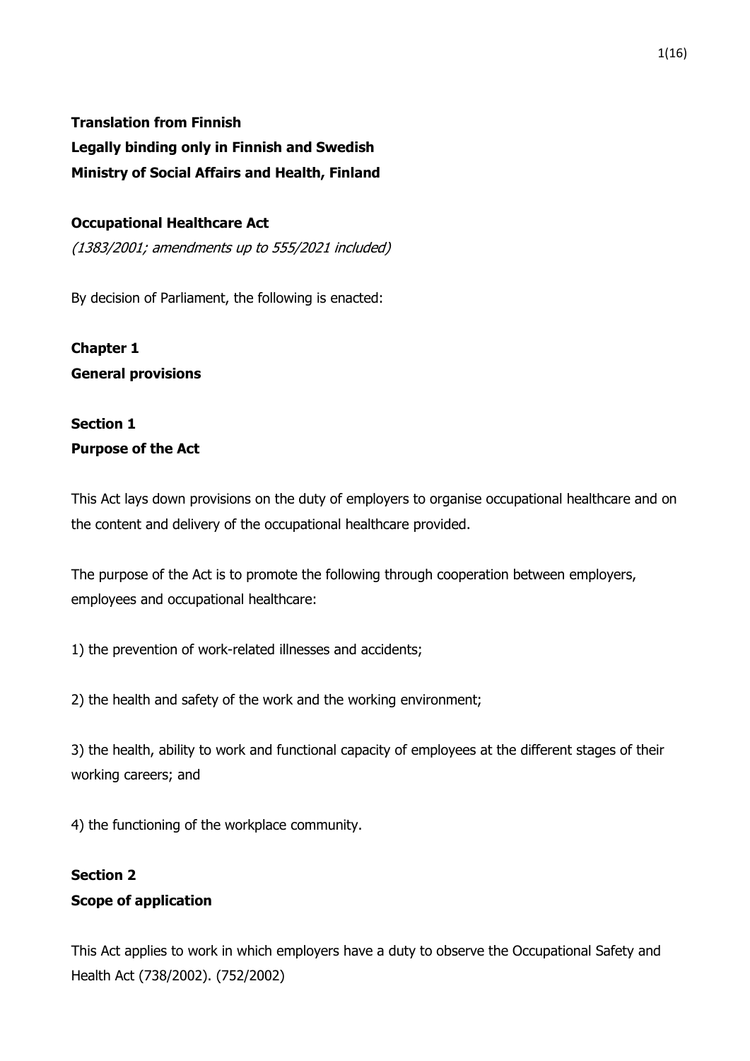**Translation from Finnish**
**Legally binding only in Finnish and Swedish**
**Ministry of Social Affairs and Health, Finland**

# Occupational Healthcare Act

*(1383/2001; amendments up to 555/2021 included)*

By decision of Parliament, the following is enacted:

## Chapter 1
## General provisions

### Section 1
### Purpose of the Act

This Act lays down provisions on the duty of employers to organise occupational healthcare and on the content and delivery of the occupational healthcare provided.

The purpose of the Act is to promote the following through cooperation between employers, employees and occupational healthcare:

1) the prevention of work-related illnesses and accidents;

2) the health and safety of the work and the working environment;

3) the health, ability to work and functional capacity of employees at the different stages of their working careers; and

4) the functioning of the workplace community.

### Section 2
### Scope of application

This Act applies to work in which employers have a duty to observe the Occupational Safety and Health Act (738/2002). (752/2002)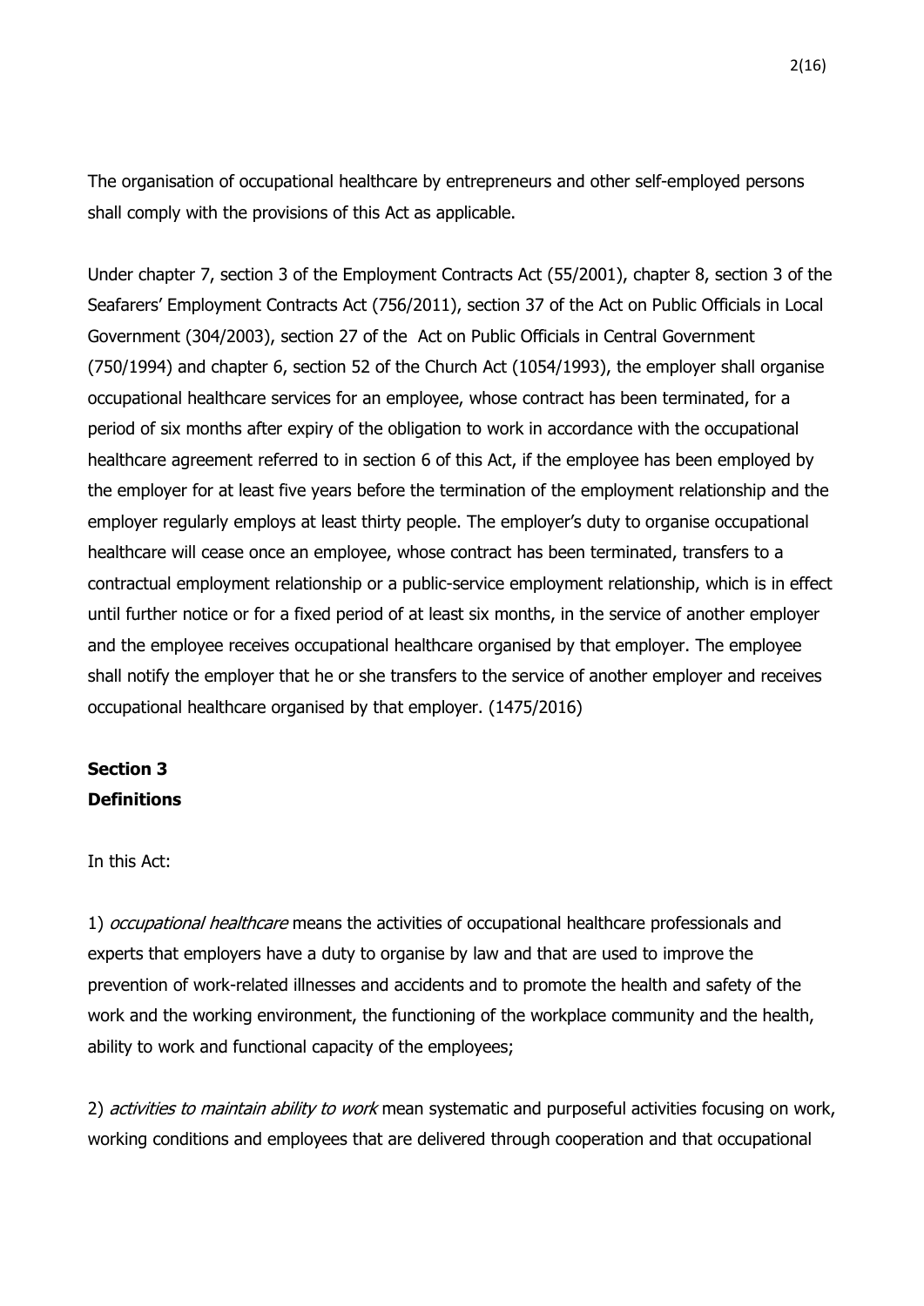The organisation of occupational healthcare by entrepreneurs and other self-employed persons shall comply with the provisions of this Act as applicable.

Under chapter 7, section 3 of the Employment Contracts Act (55/2001), chapter 8, section 3 of the Seafarers' Employment Contracts Act (756/2011), section 37 of the Act on Public Officials in Local Government (304/2003), section 27 of the Act on Public Officials in Central Government (750/1994) and chapter 6, section 52 of the Church Act (1054/1993), the employer shall organise occupational healthcare services for an employee, whose contract has been terminated, for a period of six months after expiry of the obligation to work in accordance with the occupational healthcare agreement referred to in section 6 of this Act, if the employee has been employed by the employer for at least five years before the termination of the employment relationship and the employer regularly employs at least thirty people. The employer's duty to organise occupational healthcare will cease once an employee, whose contract has been terminated, transfers to a contractual employment relationship or a public-service employment relationship, which is in effect until further notice or for a fixed period of at least six months, in the service of another employer and the employee receives occupational healthcare organised by that employer. The employee shall notify the employer that he or she transfers to the service of another employer and receives occupational healthcare organised by that employer. (1475/2016)

## Section 3
## Definitions

In this Act:

1) *occupational healthcare* means the activities of occupational healthcare professionals and experts that employers have a duty to organise by law and that are used to improve the prevention of work-related illnesses and accidents and to promote the health and safety of the work and the working environment, the functioning of the workplace community and the health, ability to work and functional capacity of the employees;

2) *activities to maintain ability to work* mean systematic and purposeful activities focusing on work, working conditions and employees that are delivered through cooperation and that occupational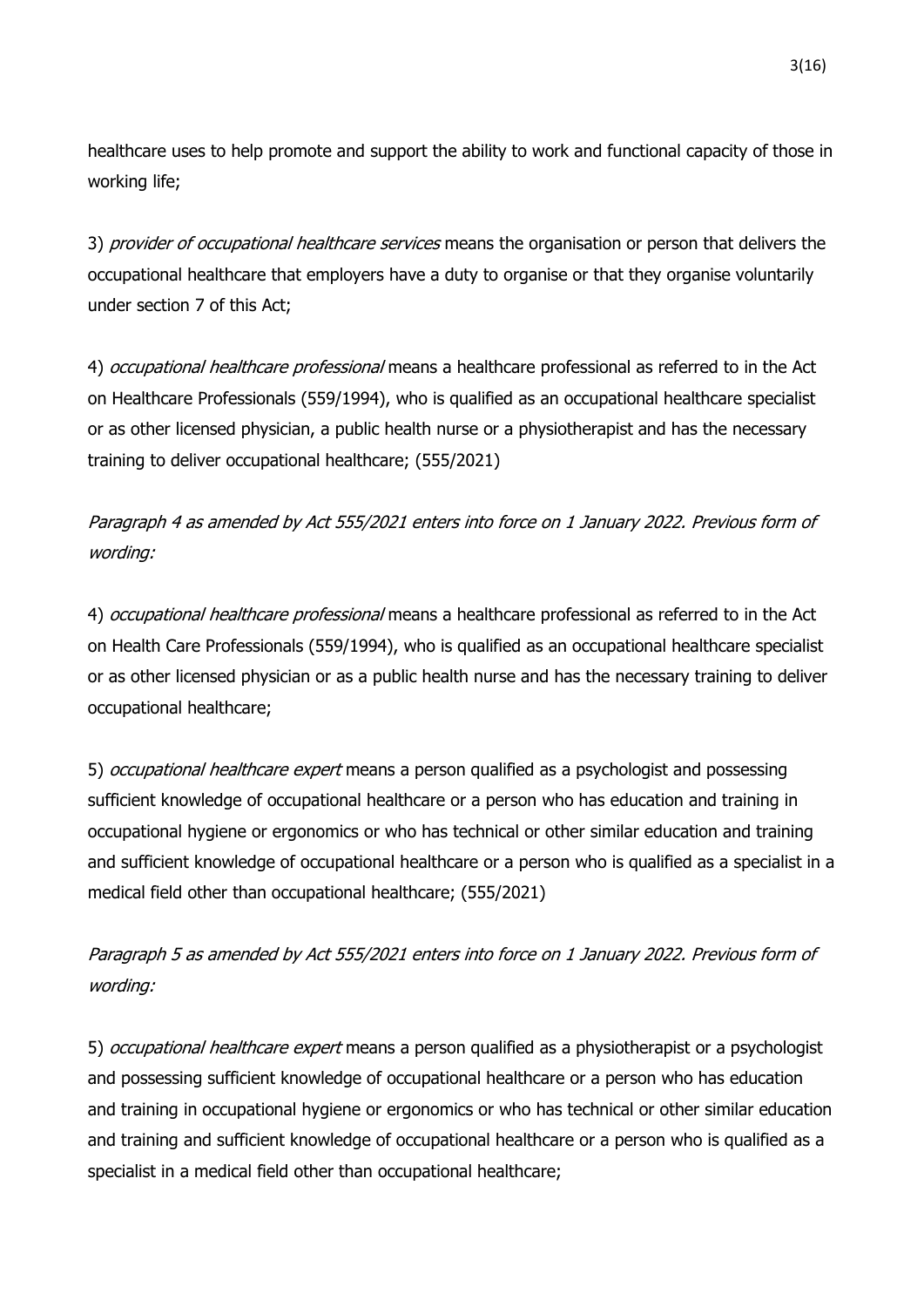healthcare uses to help promote and support the ability to work and functional capacity of those in working life;

3) *provider of occupational healthcare services* means the organisation or person that delivers the occupational healthcare that employers have a duty to organise or that they organise voluntarily under section 7 of this Act;

4) *occupational healthcare professional* means a healthcare professional as referred to in the Act on Healthcare Professionals (559/1994), who is qualified as an occupational healthcare specialist or as other licensed physician, a public health nurse or a physiotherapist and has the necessary training to deliver occupational healthcare; (555/2021)

*Paragraph 4 as amended by Act 555/2021 enters into force on 1 January 2022. Previous form of wording:*

4) *occupational healthcare professional* means a healthcare professional as referred to in the Act on Health Care Professionals (559/1994), who is qualified as an occupational healthcare specialist or as other licensed physician or as a public health nurse and has the necessary training to deliver occupational healthcare;

5) *occupational healthcare expert* means a person qualified as a psychologist and possessing sufficient knowledge of occupational healthcare or a person who has education and training in occupational hygiene or ergonomics or who has technical or other similar education and training and sufficient knowledge of occupational healthcare or a person who is qualified as a specialist in a medical field other than occupational healthcare; (555/2021)

*Paragraph 5 as amended by Act 555/2021 enters into force on 1 January 2022. Previous form of wording:*

5) *occupational healthcare expert* means a person qualified as a physiotherapist or a psychologist and possessing sufficient knowledge of occupational healthcare or a person who has education and training in occupational hygiene or ergonomics or who has technical or other similar education and training and sufficient knowledge of occupational healthcare or a person who is qualified as a specialist in a medical field other than occupational healthcare;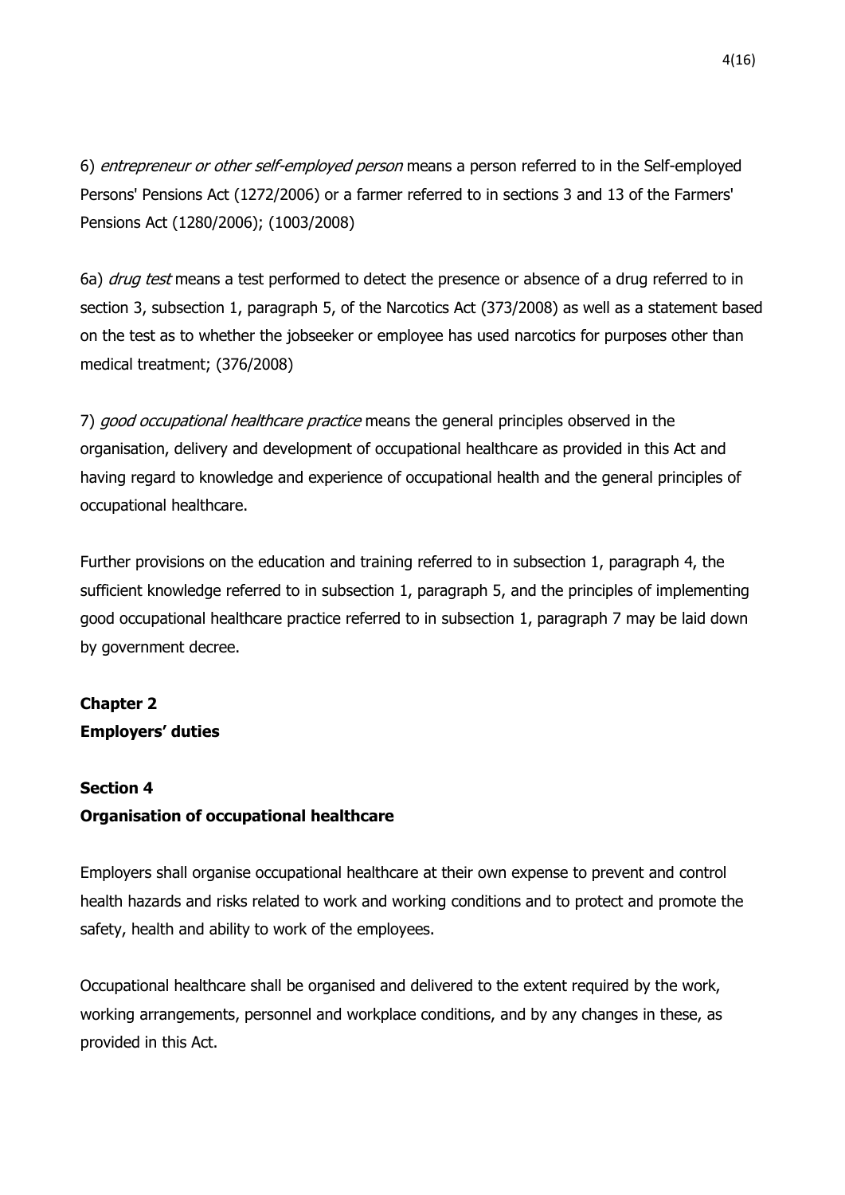6) *entrepreneur or other self-employed person* means a person referred to in the Self-employed Persons' Pensions Act (1272/2006) or a farmer referred to in sections 3 and 13 of the Farmers' Pensions Act (1280/2006); (1003/2008)

6a) *drug test* means a test performed to detect the presence or absence of a drug referred to in section 3, subsection 1, paragraph 5, of the Narcotics Act (373/2008) as well as a statement based on the test as to whether the jobseeker or employee has used narcotics for purposes other than medical treatment; (376/2008)

7) *good occupational healthcare practice* means the general principles observed in the organisation, delivery and development of occupational healthcare as provided in this Act and having regard to knowledge and experience of occupational health and the general principles of occupational healthcare.

Further provisions on the education and training referred to in subsection 1, paragraph 4, the sufficient knowledge referred to in subsection 1, paragraph 5, and the principles of implementing good occupational healthcare practice referred to in subsection 1, paragraph 7 may be laid down by government decree.

## Chapter 2
## Employers' duties

### Section 4
### Organisation of occupational healthcare

Employers shall organise occupational healthcare at their own expense to prevent and control health hazards and risks related to work and working conditions and to protect and promote the safety, health and ability to work of the employees.

Occupational healthcare shall be organised and delivered to the extent required by the work, working arrangements, personnel and workplace conditions, and by any changes in these, as provided in this Act.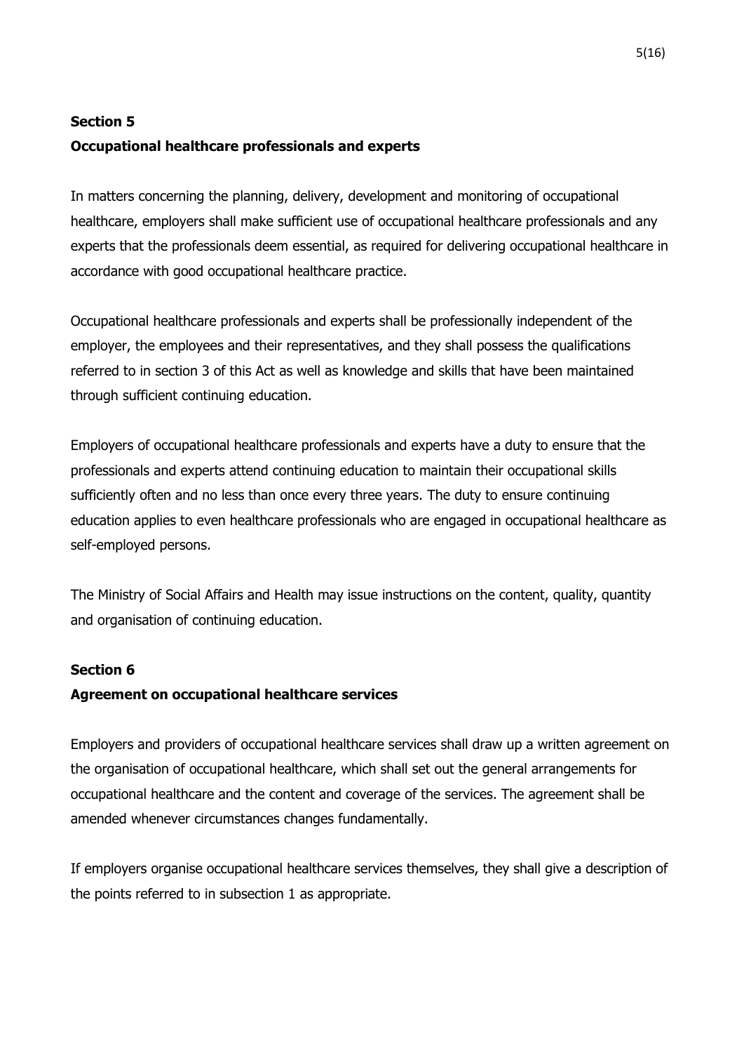**Section 5**

**Occupational healthcare professionals and experts**

In matters concerning the planning, delivery, development and monitoring of occupational healthcare, employers shall make sufficient use of occupational healthcare professionals and any experts that the professionals deem essential, as required for delivering occupational healthcare in accordance with good occupational healthcare practice.

Occupational healthcare professionals and experts shall be professionally independent of the employer, the employees and their representatives, and they shall possess the qualifications referred to in section 3 of this Act as well as knowledge and skills that have been maintained through sufficient continuing education.

Employers of occupational healthcare professionals and experts have a duty to ensure that the professionals and experts attend continuing education to maintain their occupational skills sufficiently often and no less than once every three years. The duty to ensure continuing education applies to even healthcare professionals who are engaged in occupational healthcare as self-employed persons.

The Ministry of Social Affairs and Health may issue instructions on the content, quality, quantity and organisation of continuing education.

**Section 6**

**Agreement on occupational healthcare services**

Employers and providers of occupational healthcare services shall draw up a written agreement on the organisation of occupational healthcare, which shall set out the general arrangements for occupational healthcare and the content and coverage of the services. The agreement shall be amended whenever circumstances changes fundamentally.

If employers organise occupational healthcare services themselves, they shall give a description of the points referred to in subsection 1 as appropriate.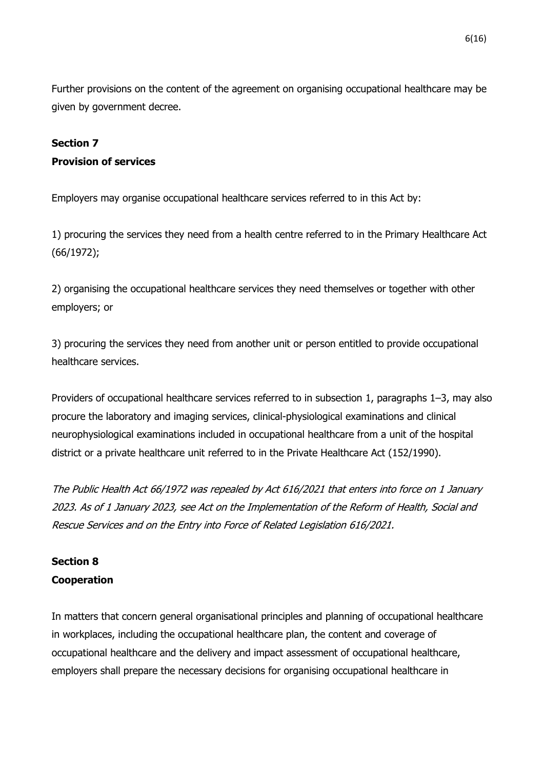Further provisions on the content of the agreement on organising occupational healthcare may be given by government decree.

## Section 7

## Provision of services

Employers may organise occupational healthcare services referred to in this Act by:

1) procuring the services they need from a health centre referred to in the Primary Healthcare Act (66/1972);

2) organising the occupational healthcare services they need themselves or together with other employers; or

3) procuring the services they need from another unit or person entitled to provide occupational healthcare services.

Providers of occupational healthcare services referred to in subsection 1, paragraphs 1–3, may also procure the laboratory and imaging services, clinical-physiological examinations and clinical neurophysiological examinations included in occupational healthcare from a unit of the hospital district or a private healthcare unit referred to in the Private Healthcare Act (152/1990).

*The Public Health Act 66/1972 was repealed by Act 616/2021 that enters into force on 1 January 2023. As of 1 January 2023, see Act on the Implementation of the Reform of Health, Social and Rescue Services and on the Entry into Force of Related Legislation 616/2021.*

## Section 8

## Cooperation

In matters that concern general organisational principles and planning of occupational healthcare in workplaces, including the occupational healthcare plan, the content and coverage of occupational healthcare and the delivery and impact assessment of occupational healthcare, employers shall prepare the necessary decisions for organising occupational healthcare in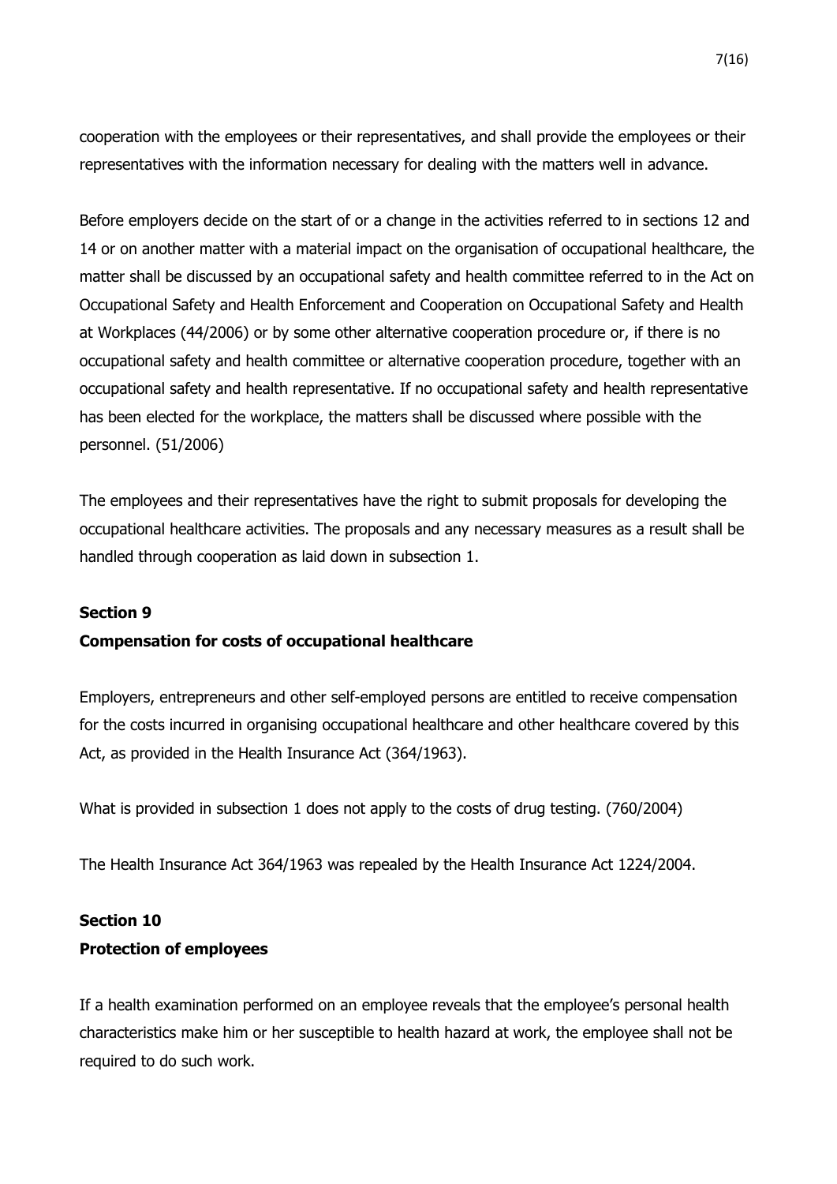cooperation with the employees or their representatives, and shall provide the employees or their representatives with the information necessary for dealing with the matters well in advance.

Before employers decide on the start of or a change in the activities referred to in sections 12 and 14 or on another matter with a material impact on the organisation of occupational healthcare, the matter shall be discussed by an occupational safety and health committee referred to in the Act on Occupational Safety and Health Enforcement and Cooperation on Occupational Safety and Health at Workplaces (44/2006) or by some other alternative cooperation procedure or, if there is no occupational safety and health committee or alternative cooperation procedure, together with an occupational safety and health representative. If no occupational safety and health representative has been elected for the workplace, the matters shall be discussed where possible with the personnel. (51/2006)

The employees and their representatives have the right to submit proposals for developing the occupational healthcare activities. The proposals and any necessary measures as a result shall be handled through cooperation as laid down in subsection 1.

### Section 9
### Compensation for costs of occupational healthcare

Employers, entrepreneurs and other self-employed persons are entitled to receive compensation for the costs incurred in organising occupational healthcare and other healthcare covered by this Act, as provided in the Health Insurance Act (364/1963).

What is provided in subsection 1 does not apply to the costs of drug testing. (760/2004)

The Health Insurance Act 364/1963 was repealed by the Health Insurance Act 1224/2004.

### Section 10
### Protection of employees

If a health examination performed on an employee reveals that the employee's personal health characteristics make him or her susceptible to health hazard at work, the employee shall not be required to do such work.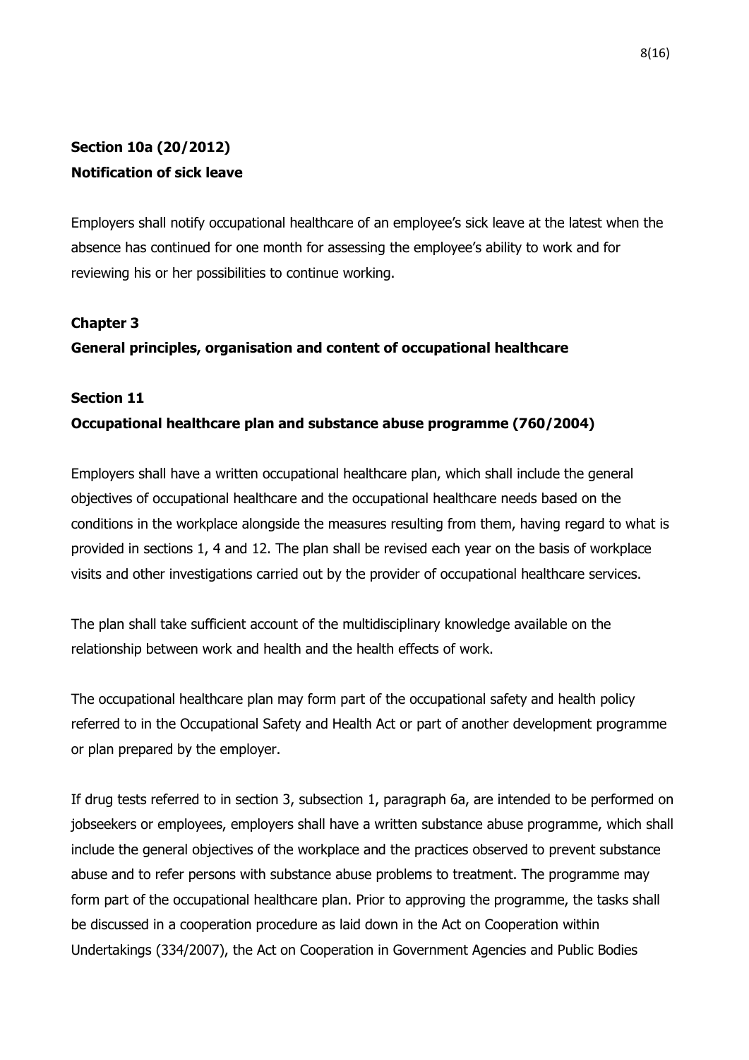### Section 10a (20/2012)
### Notification of sick leave

Employers shall notify occupational healthcare of an employee's sick leave at the latest when the absence has continued for one month for assessing the employee's ability to work and for reviewing his or her possibilities to continue working.

## Chapter 3
## General principles, organisation and content of occupational healthcare

### Section 11
### Occupational healthcare plan and substance abuse programme (760/2004)

Employers shall have a written occupational healthcare plan, which shall include the general objectives of occupational healthcare and the occupational healthcare needs based on the conditions in the workplace alongside the measures resulting from them, having regard to what is provided in sections 1, 4 and 12. The plan shall be revised each year on the basis of workplace visits and other investigations carried out by the provider of occupational healthcare services.

The plan shall take sufficient account of the multidisciplinary knowledge available on the relationship between work and health and the health effects of work.

The occupational healthcare plan may form part of the occupational safety and health policy referred to in the Occupational Safety and Health Act or part of another development programme or plan prepared by the employer.

If drug tests referred to in section 3, subsection 1, paragraph 6a, are intended to be performed on jobseekers or employees, employers shall have a written substance abuse programme, which shall include the general objectives of the workplace and the practices observed to prevent substance abuse and to refer persons with substance abuse problems to treatment. The programme may form part of the occupational healthcare plan. Prior to approving the programme, the tasks shall be discussed in a cooperation procedure as laid down in the Act on Cooperation within Undertakings (334/2007), the Act on Cooperation in Government Agencies and Public Bodies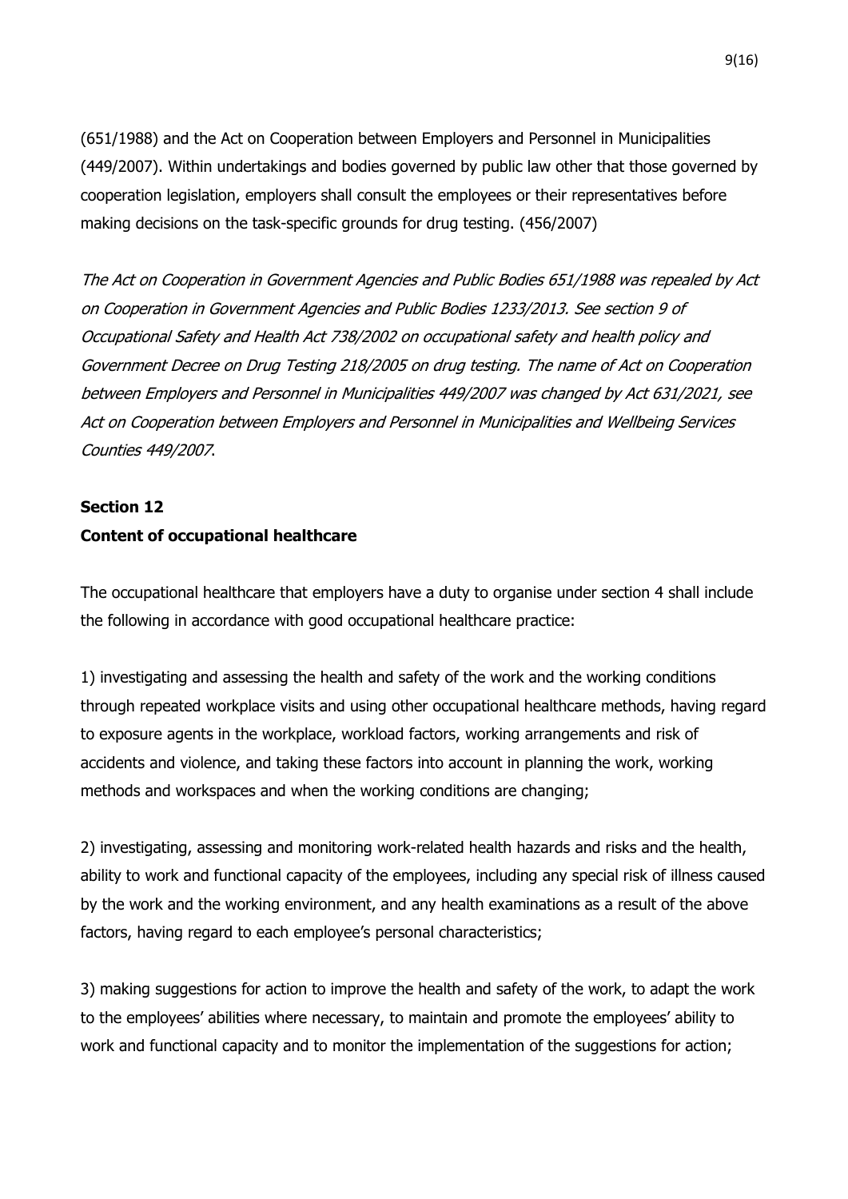(651/1988) and the Act on Cooperation between Employers and Personnel in Municipalities (449/2007). Within undertakings and bodies governed by public law other that those governed by cooperation legislation, employers shall consult the employees or their representatives before making decisions on the task-specific grounds for drug testing. (456/2007)

*The Act on Cooperation in Government Agencies and Public Bodies 651/1988 was repealed by Act on Cooperation in Government Agencies and Public Bodies 1233/2013. See section 9 of Occupational Safety and Health Act 738/2002 on occupational safety and health policy and Government Decree on Drug Testing 218/2005 on drug testing. The name of Act on Cooperation between Employers and Personnel in Municipalities 449/2007 was changed by Act 631/2021, see Act on Cooperation between Employers and Personnel in Municipalities and Wellbeing Services Counties 449/2007.*

**Section 12**
**Content of occupational healthcare**

The occupational healthcare that employers have a duty to organise under section 4 shall include the following in accordance with good occupational healthcare practice:

1) investigating and assessing the health and safety of the work and the working conditions through repeated workplace visits and using other occupational healthcare methods, having regard to exposure agents in the workplace, workload factors, working arrangements and risk of accidents and violence, and taking these factors into account in planning the work, working methods and workspaces and when the working conditions are changing;

2) investigating, assessing and monitoring work-related health hazards and risks and the health, ability to work and functional capacity of the employees, including any special risk of illness caused by the work and the working environment, and any health examinations as a result of the above factors, having regard to each employee's personal characteristics;

3) making suggestions for action to improve the health and safety of the work, to adapt the work to the employees' abilities where necessary, to maintain and promote the employees' ability to work and functional capacity and to monitor the implementation of the suggestions for action;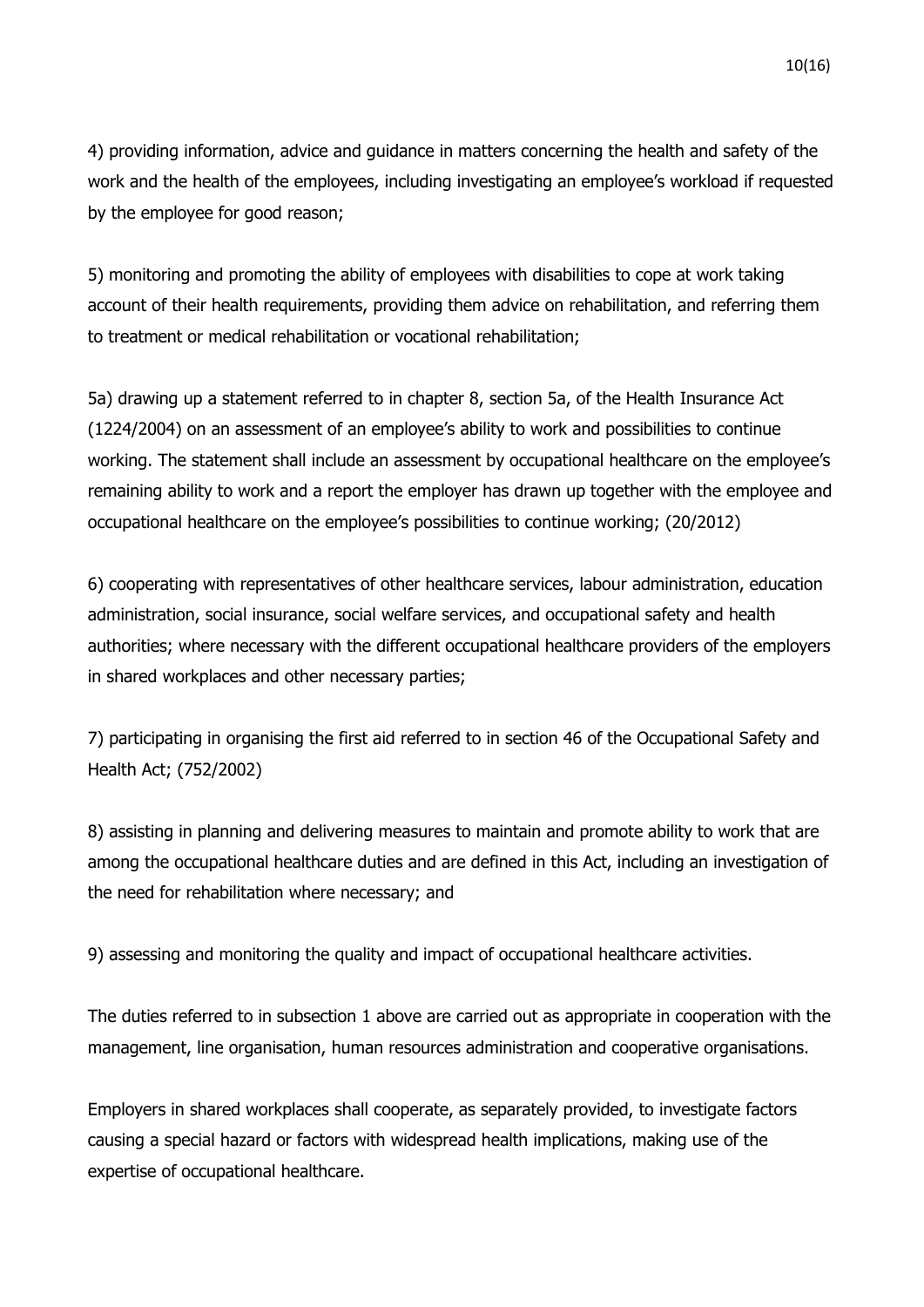4) providing information, advice and guidance in matters concerning the health and safety of the work and the health of the employees, including investigating an employee's workload if requested by the employee for good reason;

5) monitoring and promoting the ability of employees with disabilities to cope at work taking account of their health requirements, providing them advice on rehabilitation, and referring them to treatment or medical rehabilitation or vocational rehabilitation;

5a) drawing up a statement referred to in chapter 8, section 5a, of the Health Insurance Act (1224/2004) on an assessment of an employee's ability to work and possibilities to continue working. The statement shall include an assessment by occupational healthcare on the employee's remaining ability to work and a report the employer has drawn up together with the employee and occupational healthcare on the employee's possibilities to continue working; (20/2012)

6) cooperating with representatives of other healthcare services, labour administration, education administration, social insurance, social welfare services, and occupational safety and health authorities; where necessary with the different occupational healthcare providers of the employers in shared workplaces and other necessary parties;

7) participating in organising the first aid referred to in section 46 of the Occupational Safety and Health Act; (752/2002)

8) assisting in planning and delivering measures to maintain and promote ability to work that are among the occupational healthcare duties and are defined in this Act, including an investigation of the need for rehabilitation where necessary; and

9) assessing and monitoring the quality and impact of occupational healthcare activities.

The duties referred to in subsection 1 above are carried out as appropriate in cooperation with the management, line organisation, human resources administration and cooperative organisations.

Employers in shared workplaces shall cooperate, as separately provided, to investigate factors causing a special hazard or factors with widespread health implications, making use of the expertise of occupational healthcare.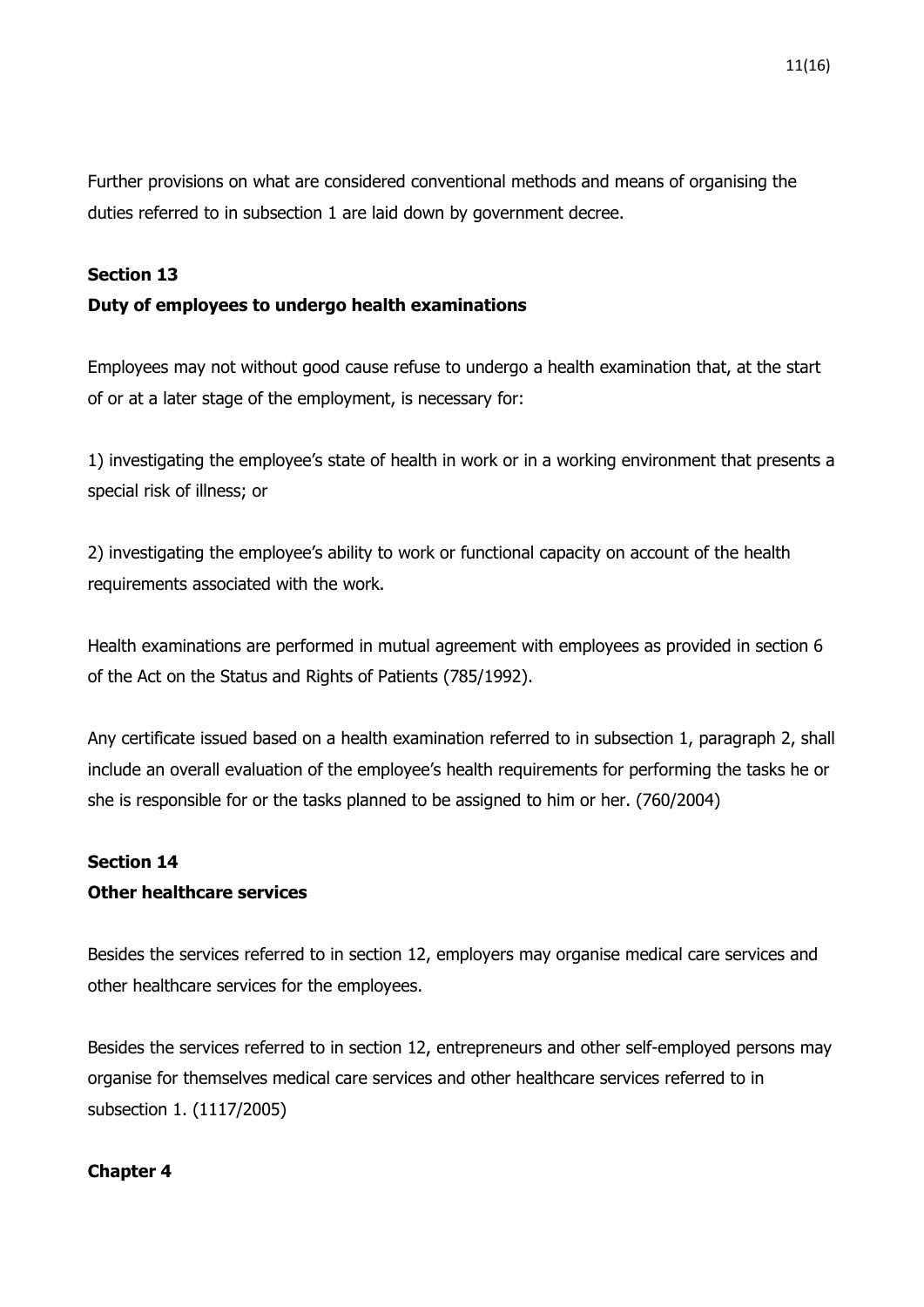Further provisions on what are considered conventional methods and means of organising the duties referred to in subsection 1 are laid down by government decree.

### Section 13

### Duty of employees to undergo health examinations

Employees may not without good cause refuse to undergo a health examination that, at the start of or at a later stage of the employment, is necessary for:

1) investigating the employee's state of health in work or in a working environment that presents a special risk of illness; or

2) investigating the employee's ability to work or functional capacity on account of the health requirements associated with the work.

Health examinations are performed in mutual agreement with employees as provided in section 6 of the Act on the Status and Rights of Patients (785/1992).

Any certificate issued based on a health examination referred to in subsection 1, paragraph 2, shall include an overall evaluation of the employee's health requirements for performing the tasks he or she is responsible for or the tasks planned to be assigned to him or her. (760/2004)

### Section 14

### Other healthcare services

Besides the services referred to in section 12, employers may organise medical care services and other healthcare services for the employees.

Besides the services referred to in section 12, entrepreneurs and other self-employed persons may organise for themselves medical care services and other healthcare services referred to in subsection 1. (1117/2005)

## Chapter 4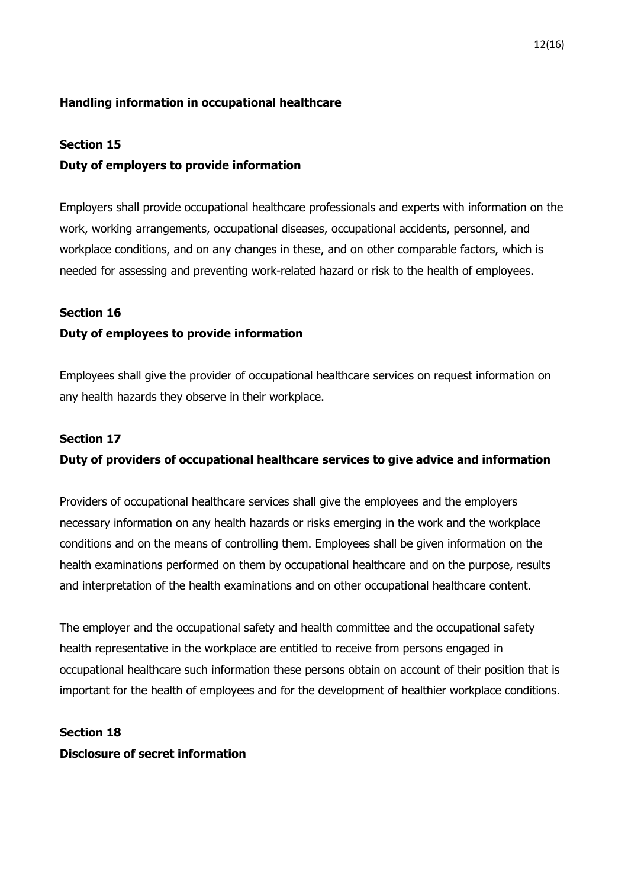## Handling information in occupational healthcare

### Section 15
### Duty of employers to provide information

Employers shall provide occupational healthcare professionals and experts with information on the work, working arrangements, occupational diseases, occupational accidents, personnel, and workplace conditions, and on any changes in these, and on other comparable factors, which is needed for assessing and preventing work-related hazard or risk to the health of employees.

### Section 16
### Duty of employees to provide information

Employees shall give the provider of occupational healthcare services on request information on any health hazards they observe in their workplace.

### Section 17
### Duty of providers of occupational healthcare services to give advice and information

Providers of occupational healthcare services shall give the employees and the employers necessary information on any health hazards or risks emerging in the work and the workplace conditions and on the means of controlling them. Employees shall be given information on the health examinations performed on them by occupational healthcare and on the purpose, results and interpretation of the health examinations and on other occupational healthcare content.

The employer and the occupational safety and health committee and the occupational safety health representative in the workplace are entitled to receive from persons engaged in occupational healthcare such information these persons obtain on account of their position that is important for the health of employees and for the development of healthier workplace conditions.

### Section 18
### Disclosure of secret information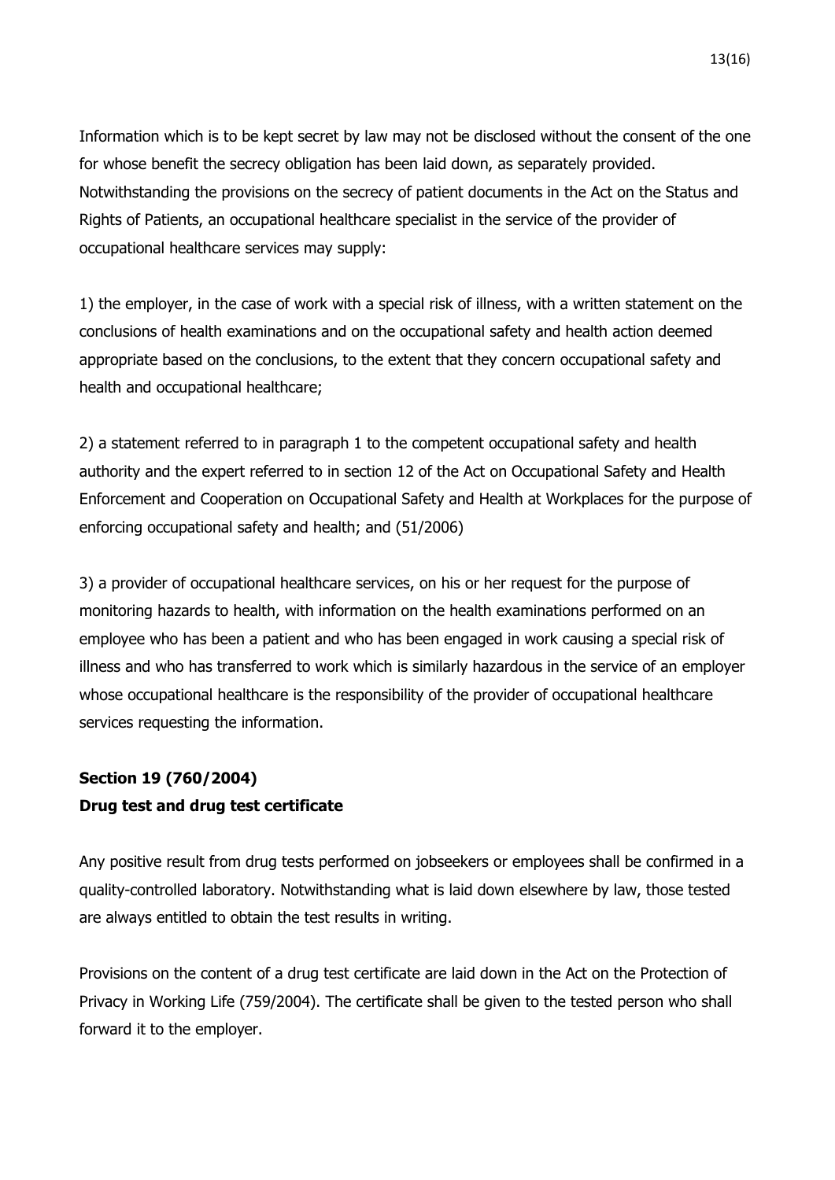Information which is to be kept secret by law may not be disclosed without the consent of the one for whose benefit the secrecy obligation has been laid down, as separately provided. Notwithstanding the provisions on the secrecy of patient documents in the Act on the Status and Rights of Patients, an occupational healthcare specialist in the service of the provider of occupational healthcare services may supply:

1) the employer, in the case of work with a special risk of illness, with a written statement on the conclusions of health examinations and on the occupational safety and health action deemed appropriate based on the conclusions, to the extent that they concern occupational safety and health and occupational healthcare;

2) a statement referred to in paragraph 1 to the competent occupational safety and health authority and the expert referred to in section 12 of the Act on Occupational Safety and Health Enforcement and Cooperation on Occupational Safety and Health at Workplaces for the purpose of enforcing occupational safety and health; and (51/2006)

3) a provider of occupational healthcare services, on his or her request for the purpose of monitoring hazards to health, with information on the health examinations performed on an employee who has been a patient and who has been engaged in work causing a special risk of illness and who has transferred to work which is similarly hazardous in the service of an employer whose occupational healthcare is the responsibility of the provider of occupational healthcare services requesting the information.

**Section 19 (760/2004)**
**Drug test and drug test certificate**

Any positive result from drug tests performed on jobseekers or employees shall be confirmed in a quality-controlled laboratory. Notwithstanding what is laid down elsewhere by law, those tested are always entitled to obtain the test results in writing.

Provisions on the content of a drug test certificate are laid down in the Act on the Protection of Privacy in Working Life (759/2004). The certificate shall be given to the tested person who shall forward it to the employer.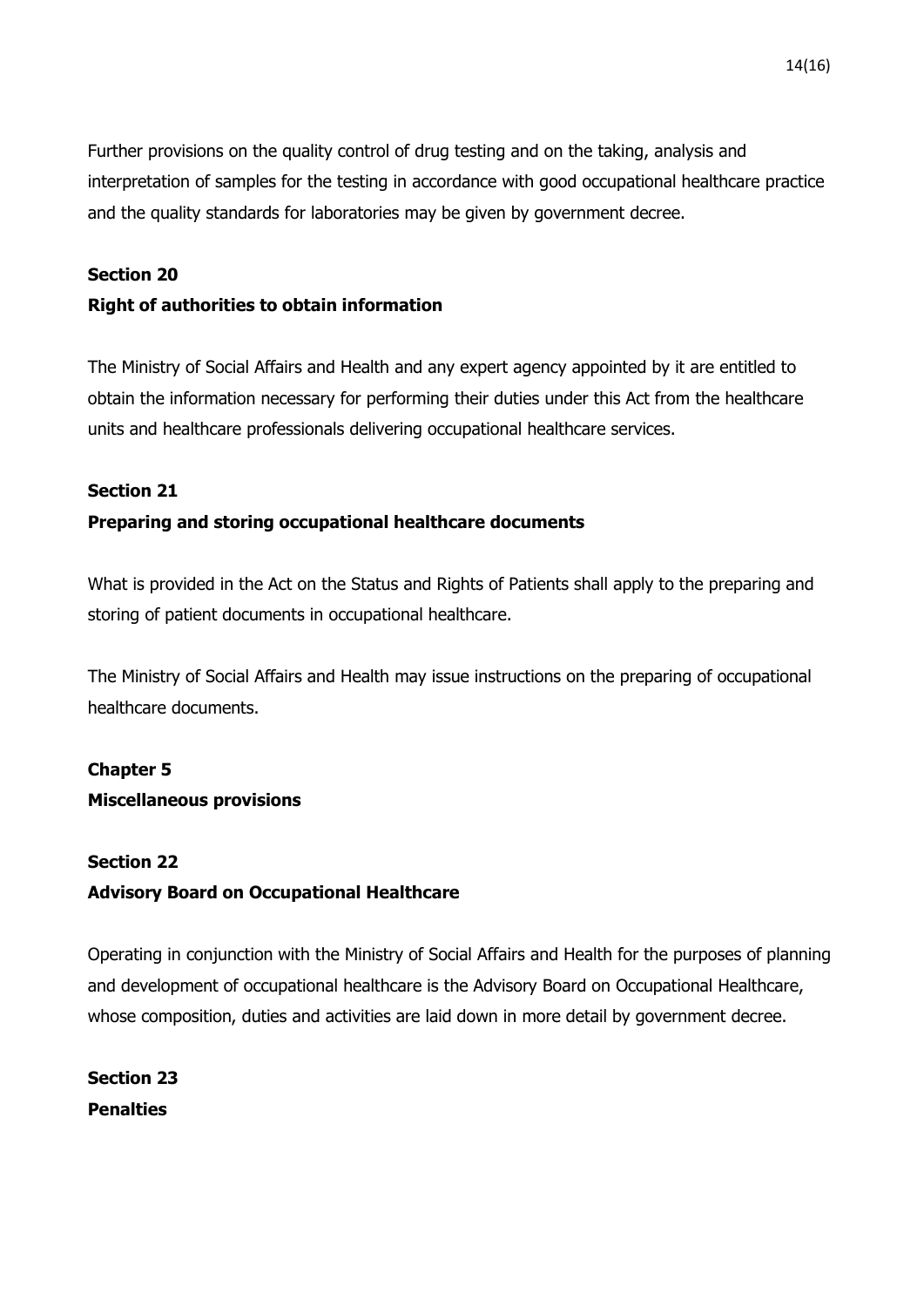Further provisions on the quality control of drug testing and on the taking, analysis and interpretation of samples for the testing in accordance with good occupational healthcare practice and the quality standards for laboratories may be given by government decree.

**Section 20**
**Right of authorities to obtain information**

The Ministry of Social Affairs and Health and any expert agency appointed by it are entitled to obtain the information necessary for performing their duties under this Act from the healthcare units and healthcare professionals delivering occupational healthcare services.

**Section 21**
**Preparing and storing occupational healthcare documents**

What is provided in the Act on the Status and Rights of Patients shall apply to the preparing and storing of patient documents in occupational healthcare.

The Ministry of Social Affairs and Health may issue instructions on the preparing of occupational healthcare documents.

**Chapter 5**
**Miscellaneous provisions**

**Section 22**
**Advisory Board on Occupational Healthcare**

Operating in conjunction with the Ministry of Social Affairs and Health for the purposes of planning and development of occupational healthcare is the Advisory Board on Occupational Healthcare, whose composition, duties and activities are laid down in more detail by government decree.

**Section 23**
**Penalties**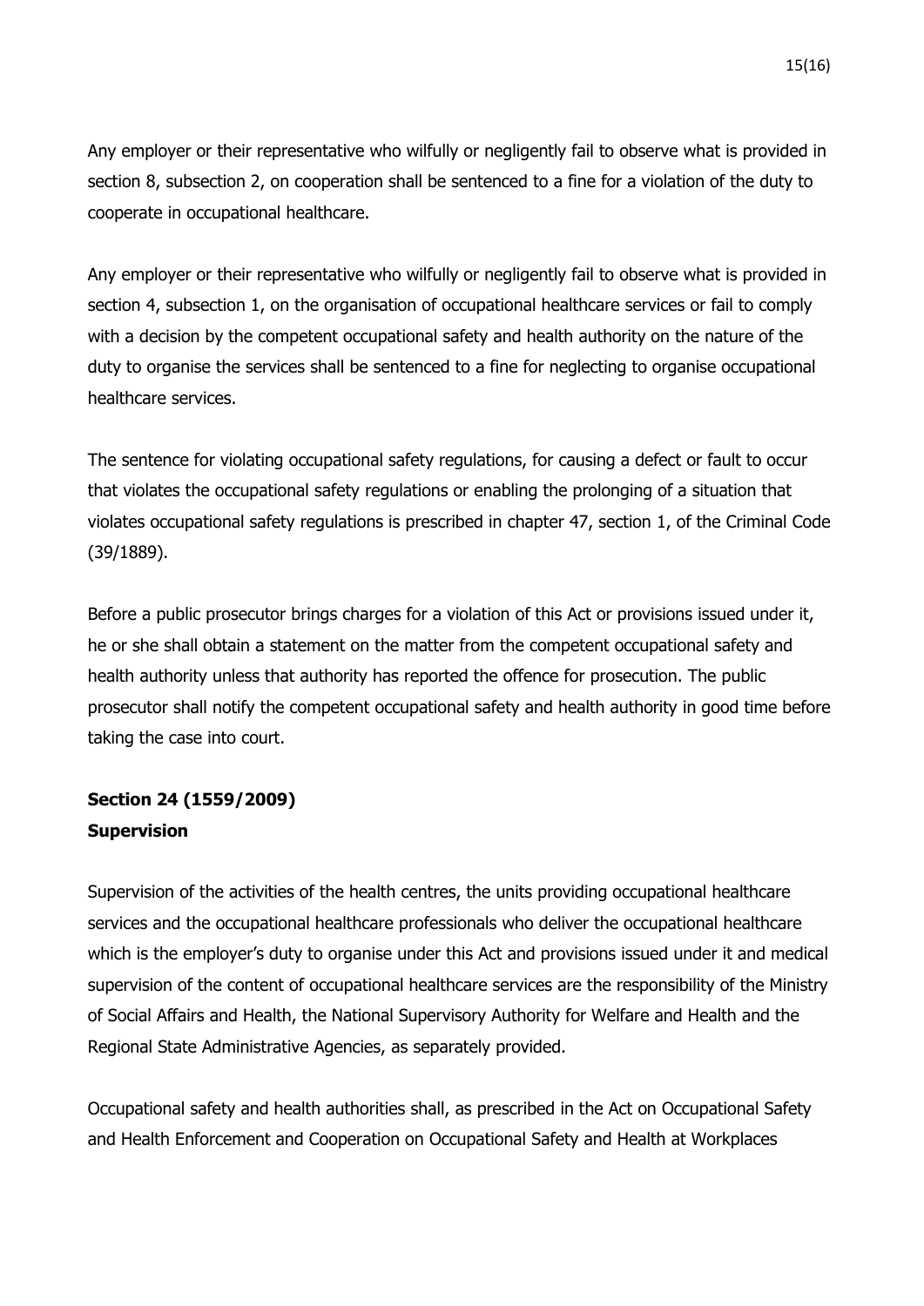Any employer or their representative who wilfully or negligently fail to observe what is provided in section 8, subsection 2, on cooperation shall be sentenced to a fine for a violation of the duty to cooperate in occupational healthcare.

Any employer or their representative who wilfully or negligently fail to observe what is provided in section 4, subsection 1, on the organisation of occupational healthcare services or fail to comply with a decision by the competent occupational safety and health authority on the nature of the duty to organise the services shall be sentenced to a fine for neglecting to organise occupational healthcare services.

The sentence for violating occupational safety regulations, for causing a defect or fault to occur that violates the occupational safety regulations or enabling the prolonging of a situation that violates occupational safety regulations is prescribed in chapter 47, section 1, of the Criminal Code (39/1889).

Before a public prosecutor brings charges for a violation of this Act or provisions issued under it, he or she shall obtain a statement on the matter from the competent occupational safety and health authority unless that authority has reported the offence for prosecution. The public prosecutor shall notify the competent occupational safety and health authority in good time before taking the case into court.

**Section 24 (1559/2009)**
**Supervision**

Supervision of the activities of the health centres, the units providing occupational healthcare services and the occupational healthcare professionals who deliver the occupational healthcare which is the employer's duty to organise under this Act and provisions issued under it and medical supervision of the content of occupational healthcare services are the responsibility of the Ministry of Social Affairs and Health, the National Supervisory Authority for Welfare and Health and the Regional State Administrative Agencies, as separately provided.

Occupational safety and health authorities shall, as prescribed in the Act on Occupational Safety and Health Enforcement and Cooperation on Occupational Safety and Health at Workplaces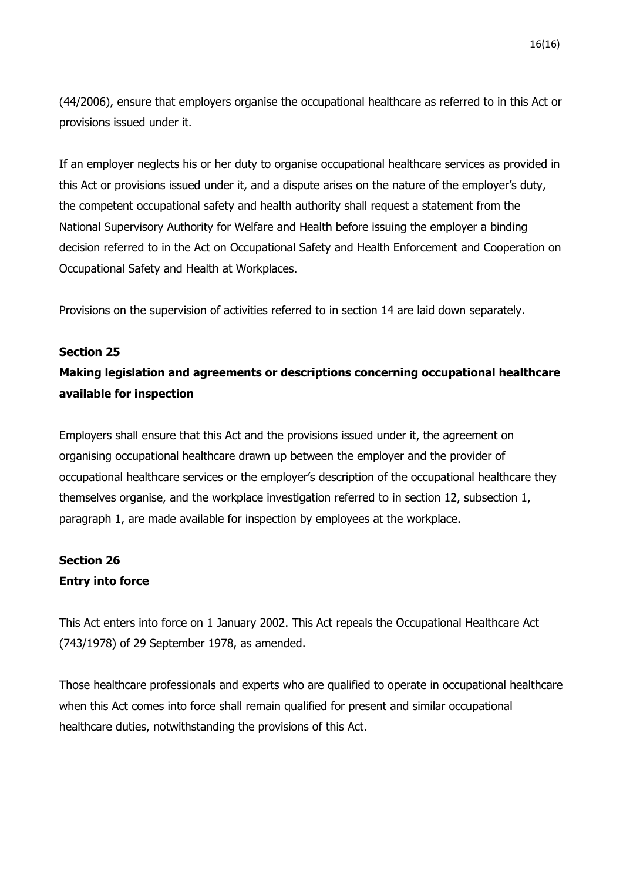(44/2006), ensure that employers organise the occupational healthcare as referred to in this Act or provisions issued under it.

If an employer neglects his or her duty to organise occupational healthcare services as provided in this Act or provisions issued under it, and a dispute arises on the nature of the employer's duty, the competent occupational safety and health authority shall request a statement from the National Supervisory Authority for Welfare and Health before issuing the employer a binding decision referred to in the Act on Occupational Safety and Health Enforcement and Cooperation on Occupational Safety and Health at Workplaces.

Provisions on the supervision of activities referred to in section 14 are laid down separately.

**Section 25**

**Making legislation and agreements or descriptions concerning occupational healthcare available for inspection**

Employers shall ensure that this Act and the provisions issued under it, the agreement on organising occupational healthcare drawn up between the employer and the provider of occupational healthcare services or the employer's description of the occupational healthcare they themselves organise, and the workplace investigation referred to in section 12, subsection 1, paragraph 1, are made available for inspection by employees at the workplace.

**Section 26**

**Entry into force**

This Act enters into force on 1 January 2002. This Act repeals the Occupational Healthcare Act (743/1978) of 29 September 1978, as amended.

Those healthcare professionals and experts who are qualified to operate in occupational healthcare when this Act comes into force shall remain qualified for present and similar occupational healthcare duties, notwithstanding the provisions of this Act.